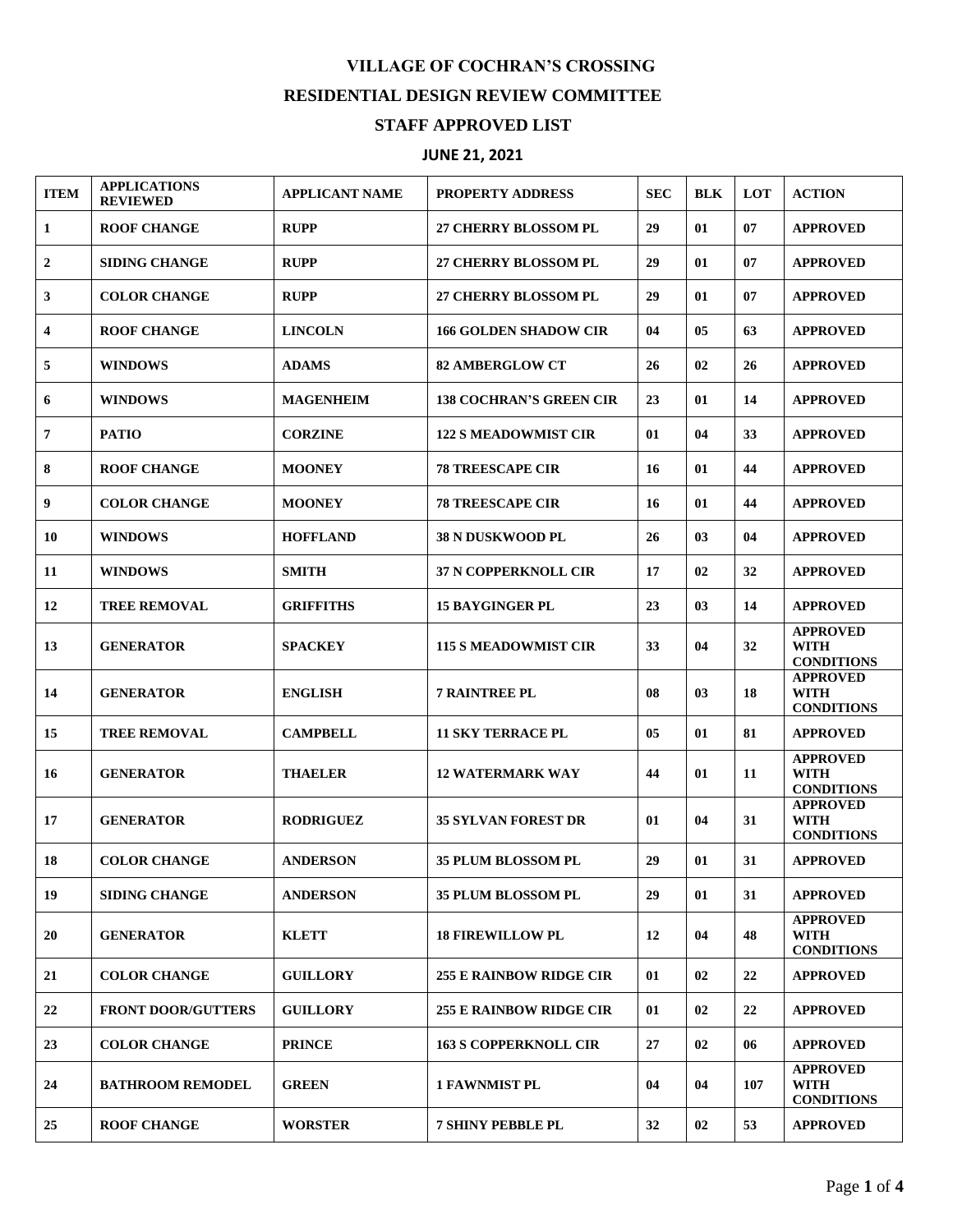# VILLAGE OF COCHRAN'S CROSSING

## RESIDENTIAL DESIGN REVIEW COMMITTEE

## STAFF APPROVED LIST

### JUNE 21, 2021

| ITEM | APPLICATIONS REVIEWED | APPLICANT NAME | PROPERTY ADDRESS | SEC | BLK | LOT | ACTION |
|---|---|---|---|---|---|---|---|
| 1 | ROOF CHANGE | RUPP | 27 CHERRY BLOSSOM PL | 29 | 01 | 07 | APPROVED |
| 2 | SIDING CHANGE | RUPP | 27 CHERRY BLOSSOM PL | 29 | 01 | 07 | APPROVED |
| 3 | COLOR CHANGE | RUPP | 27 CHERRY BLOSSOM PL | 29 | 01 | 07 | APPROVED |
| 4 | ROOF CHANGE | LINCOLN | 166 GOLDEN SHADOW CIR | 04 | 05 | 63 | APPROVED |
| 5 | WINDOWS | ADAMS | 82 AMBERGLOW CT | 26 | 02 | 26 | APPROVED |
| 6 | WINDOWS | MAGENHEIM | 138 COCHRAN'S GREEN CIR | 23 | 01 | 14 | APPROVED |
| 7 | PATIO | CORZINE | 122 S MEADOWMIST CIR | 01 | 04 | 33 | APPROVED |
| 8 | ROOF CHANGE | MOONEY | 78 TREESCAPE CIR | 16 | 01 | 44 | APPROVED |
| 9 | COLOR CHANGE | MOONEY | 78 TREESCAPE CIR | 16 | 01 | 44 | APPROVED |
| 10 | WINDOWS | HOFFLAND | 38 N DUSKWOOD PL | 26 | 03 | 04 | APPROVED |
| 11 | WINDOWS | SMITH | 37 N COPPERKNOLL CIR | 17 | 02 | 32 | APPROVED |
| 12 | TREE REMOVAL | GRIFFITHS | 15 BAYGINGER PL | 23 | 03 | 14 | APPROVED |
| 13 | GENERATOR | SPACKEY | 115 S MEADOWMIST CIR | 33 | 04 | 32 | APPROVED WITH CONDITIONS |
| 14 | GENERATOR | ENGLISH | 7 RAINTREE PL | 08 | 03 | 18 | APPROVED WITH CONDITIONS |
| 15 | TREE REMOVAL | CAMPBELL | 11 SKY TERRACE PL | 05 | 01 | 81 | APPROVED |
| 16 | GENERATOR | THAELER | 12 WATERMARK WAY | 44 | 01 | 11 | APPROVED WITH CONDITIONS |
| 17 | GENERATOR | RODRIGUEZ | 35 SYLVAN FOREST DR | 01 | 04 | 31 | APPROVED WITH CONDITIONS |
| 18 | COLOR CHANGE | ANDERSON | 35 PLUM BLOSSOM PL | 29 | 01 | 31 | APPROVED |
| 19 | SIDING CHANGE | ANDERSON | 35 PLUM BLOSSOM PL | 29 | 01 | 31 | APPROVED |
| 20 | GENERATOR | KLETT | 18 FIREWILLOW PL | 12 | 04 | 48 | APPROVED WITH CONDITIONS |
| 21 | COLOR CHANGE | GUILLORY | 255 E RAINBOW RIDGE CIR | 01 | 02 | 22 | APPROVED |
| 22 | FRONT DOOR/GUTTERS | GUILLORY | 255 E RAINBOW RIDGE CIR | 01 | 02 | 22 | APPROVED |
| 23 | COLOR CHANGE | PRINCE | 163 S COPPERKNOLL CIR | 27 | 02 | 06 | APPROVED |
| 24 | BATHROOM REMODEL | GREEN | 1 FAWNMIST PL | 04 | 04 | 107 | APPROVED WITH CONDITIONS |
| 25 | ROOF CHANGE | WORSTER | 7 SHINY PEBBLE PL | 32 | 02 | 53 | APPROVED |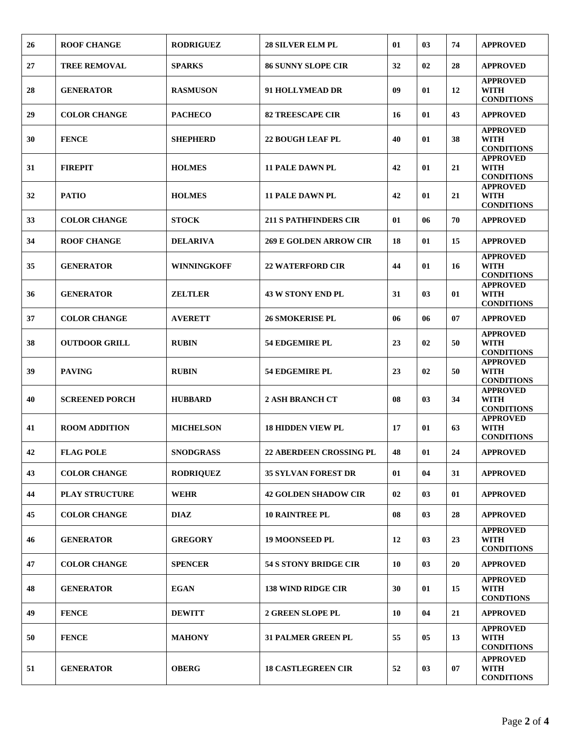| 26 | ROOF CHANGE | RODRIGUEZ | 28 SILVER ELM PL | 01 | 03 | 74 | APPROVED |
|---|---|---|---|---|---|---|---|
| 27 | TREE REMOVAL | SPARKS | 86 SUNNY SLOPE CIR | 32 | 02 | 28 | APPROVED |
| 28 | GENERATOR | RASMUSON | 91 HOLLYMEAD DR | 09 | 01 | 12 | APPROVED WITH CONDITIONS |
| 29 | COLOR CHANGE | PACHECO | 82 TREESCAPE CIR | 16 | 01 | 43 | APPROVED |
| 30 | FENCE | SHEPHERD | 22 BOUGH LEAF PL | 40 | 01 | 38 | APPROVED WITH CONDITIONS |
| 31 | FIREPIT | HOLMES | 11 PALE DAWN PL | 42 | 01 | 21 | APPROVED WITH CONDITIONS |
| 32 | PATIO | HOLMES | 11 PALE DAWN PL | 42 | 01 | 21 | APPROVED WITH CONDITIONS |
| 33 | COLOR CHANGE | STOCK | 211 S PATHFINDERS CIR | 01 | 06 | 70 | APPROVED |
| 34 | ROOF CHANGE | DELARIVA | 269 E GOLDEN ARROW CIR | 18 | 01 | 15 | APPROVED |
| 35 | GENERATOR | WINNINGKOFF | 22 WATERFORD CIR | 44 | 01 | 16 | APPROVED WITH CONDITIONS |
| 36 | GENERATOR | ZELTLER | 43 W STONY END PL | 31 | 03 | 01 | APPROVED WITH CONDITIONS |
| 37 | COLOR CHANGE | AVERETT | 26 SMOKERISE PL | 06 | 06 | 07 | APPROVED |
| 38 | OUTDOOR GRILL | RUBIN | 54 EDGEMIRE PL | 23 | 02 | 50 | APPROVED WITH CONDITIONS |
| 39 | PAVING | RUBIN | 54 EDGEMIRE PL | 23 | 02 | 50 | APPROVED WITH CONDITIONS |
| 40 | SCREENED PORCH | HUBBARD | 2 ASH BRANCH CT | 08 | 03 | 34 | APPROVED WITH CONDITIONS |
| 41 | ROOM ADDITION | MICHELSON | 18 HIDDEN VIEW PL | 17 | 01 | 63 | APPROVED WITH CONDITIONS |
| 42 | FLAG POLE | SNODGRASS | 22 ABERDEEN CROSSING PL | 48 | 01 | 24 | APPROVED |
| 43 | COLOR CHANGE | RODRIQUEZ | 35 SYLVAN FOREST DR | 01 | 04 | 31 | APPROVED |
| 44 | PLAY STRUCTURE | WEHR | 42 GOLDEN SHADOW CIR | 02 | 03 | 01 | APPROVED |
| 45 | COLOR CHANGE | DIAZ | 10 RAINTREE PL | 08 | 03 | 28 | APPROVED |
| 46 | GENERATOR | GREGORY | 19 MOONSEED PL | 12 | 03 | 23 | APPROVED WITH CONDITIONS |
| 47 | COLOR CHANGE | SPENCER | 54 S STONY BRIDGE CIR | 10 | 03 | 20 | APPROVED |
| 48 | GENERATOR | EGAN | 138 WIND RIDGE CIR | 30 | 01 | 15 | APPROVED WITH CONDTIONS |
| 49 | FENCE | DEWITT | 2 GREEN SLOPE PL | 10 | 04 | 21 | APPROVED |
| 50 | FENCE | MAHONY | 31 PALMER GREEN PL | 55 | 05 | 13 | APPROVED WITH CONDITIONS |
| 51 | GENERATOR | OBERG | 18 CASTLEGREEN CIR | 52 | 03 | 07 | APPROVED WITH CONDITIONS |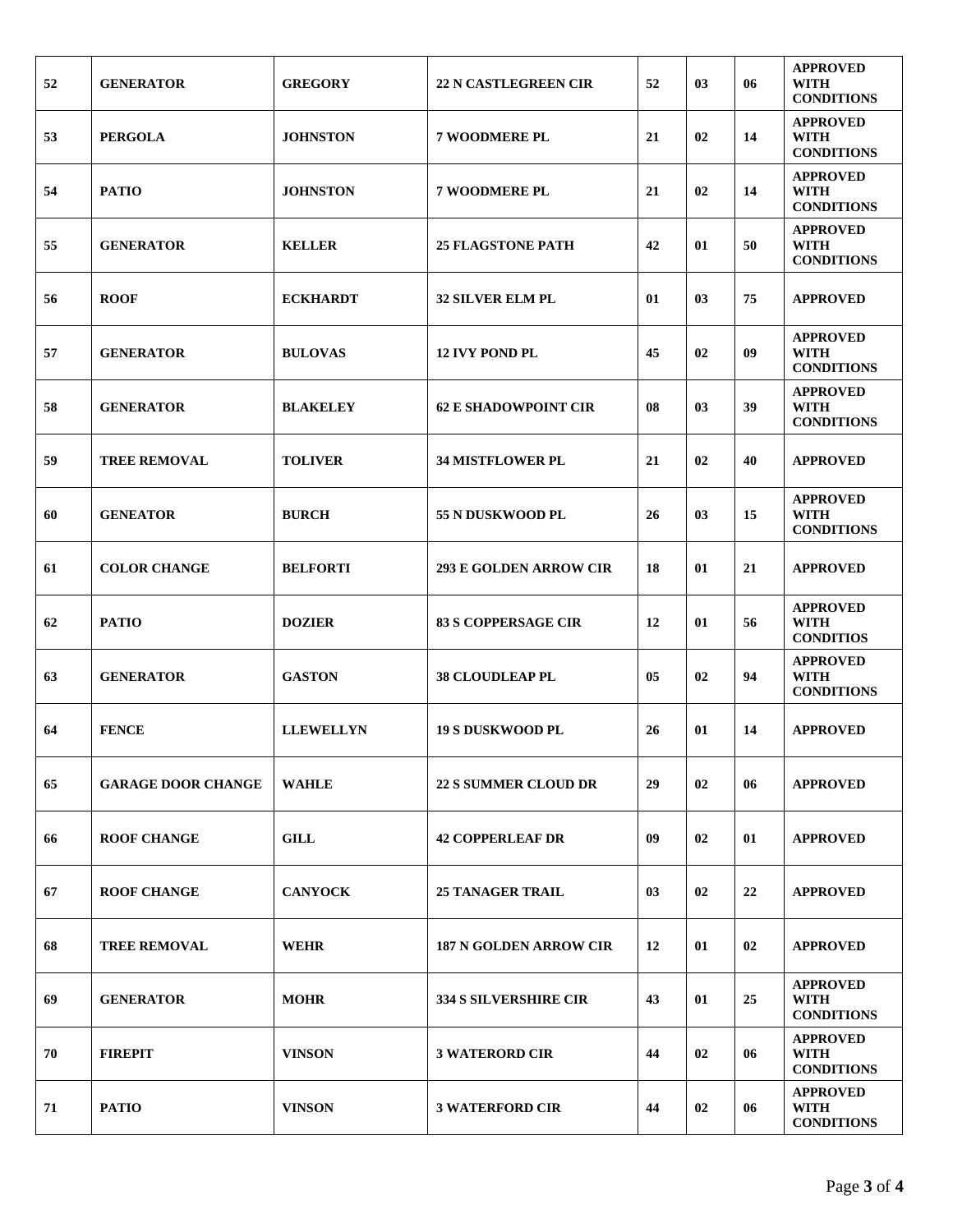| 52 | GENERATOR | GREGORY | 22 N CASTLEGREEN CIR | 52 | 03 | 06 | APPROVED WITH CONDITIONS |
|---|---|---|---|---|---|---|---|
| 53 | PERGOLA | JOHNSTON | 7 WOODMERE PL | 21 | 02 | 14 | APPROVED WITH CONDITIONS |
| 54 | PATIO | JOHNSTON | 7 WOODMERE PL | 21 | 02 | 14 | APPROVED WITH CONDITIONS |
| 55 | GENERATOR | KELLER | 25 FLAGSTONE PATH | 42 | 01 | 50 | APPROVED WITH CONDITIONS |
| 56 | ROOF | ECKHARDT | 32 SILVER ELM PL | 01 | 03 | 75 | APPROVED |
| 57 | GENERATOR | BULOVAS | 12 IVY POND PL | 45 | 02 | 09 | APPROVED WITH CONDITIONS |
| 58 | GENERATOR | BLAKELEY | 62 E SHADOWPOINT CIR | 08 | 03 | 39 | APPROVED WITH CONDITIONS |
| 59 | TREE REMOVAL | TOLIVER | 34 MISTFLOWER PL | 21 | 02 | 40 | APPROVED |
| 60 | GENEATOR | BURCH | 55 N DUSKWOOD PL | 26 | 03 | 15 | APPROVED WITH CONDITIONS |
| 61 | COLOR CHANGE | BELFORTI | 293 E GOLDEN ARROW CIR | 18 | 01 | 21 | APPROVED |
| 62 | PATIO | DOZIER | 83 S COPPERSAGE CIR | 12 | 01 | 56 | APPROVED WITH CONDITIOS |
| 63 | GENERATOR | GASTON | 38 CLOUDLEAP PL | 05 | 02 | 94 | APPROVED WITH CONDITIONS |
| 64 | FENCE | LLEWELLYN | 19 S DUSKWOOD PL | 26 | 01 | 14 | APPROVED |
| 65 | GARAGE DOOR CHANGE | WAHLE | 22 S SUMMER CLOUD DR | 29 | 02 | 06 | APPROVED |
| 66 | ROOF CHANGE | GILL | 42 COPPERLEAF DR | 09 | 02 | 01 | APPROVED |
| 67 | ROOF CHANGE | CANYOCK | 25 TANAGER TRAIL | 03 | 02 | 22 | APPROVED |
| 68 | TREE REMOVAL | WEHR | 187 N GOLDEN ARROW CIR | 12 | 01 | 02 | APPROVED |
| 69 | GENERATOR | MOHR | 334 S SILVERSHIRE CIR | 43 | 01 | 25 | APPROVED WITH CONDITIONS |
| 70 | FIREPIT | VINSON | 3 WATERORD CIR | 44 | 02 | 06 | APPROVED WITH CONDITIONS |
| 71 | PATIO | VINSON | 3 WATERFORD CIR | 44 | 02 | 06 | APPROVED WITH CONDITIONS |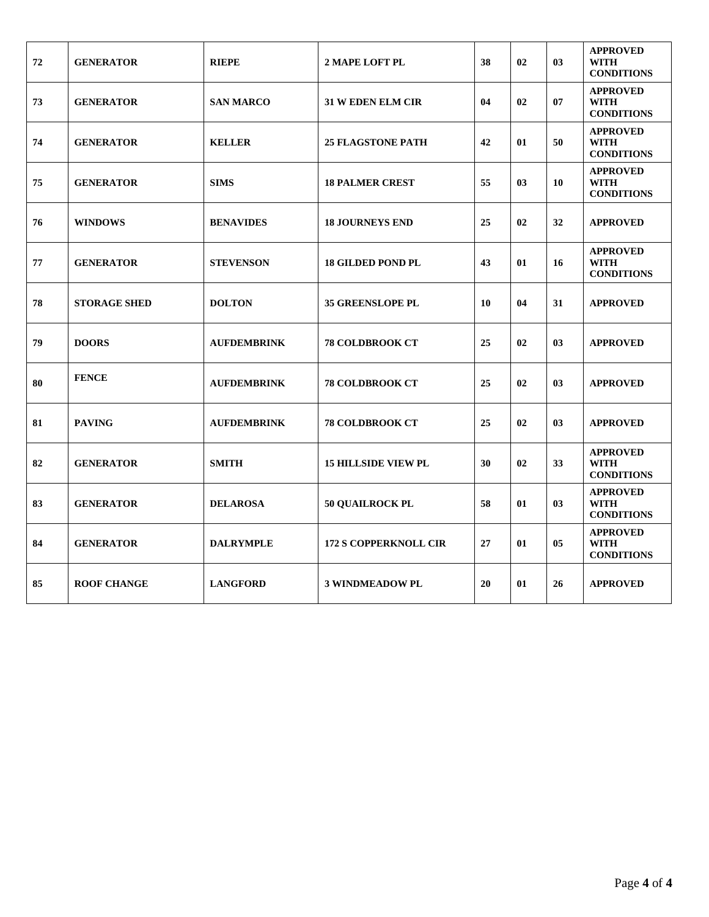| | | | | | | | |
|---|---|---|---|---|---|---|---|
| 72 | GENERATOR | RIEPE | 2 MAPE LOFT PL | 38 | 02 | 03 | APPROVED WITH CONDITIONS |
| 73 | GENERATOR | SAN MARCO | 31 W EDEN ELM CIR | 04 | 02 | 07 | APPROVED WITH CONDITIONS |
| 74 | GENERATOR | KELLER | 25 FLAGSTONE PATH | 42 | 01 | 50 | APPROVED WITH CONDITIONS |
| 75 | GENERATOR | SIMS | 18 PALMER CREST | 55 | 03 | 10 | APPROVED WITH CONDITIONS |
| 76 | WINDOWS | BENAVIDES | 18 JOURNEYS END | 25 | 02 | 32 | APPROVED |
| 77 | GENERATOR | STEVENSON | 18 GILDED POND PL | 43 | 01 | 16 | APPROVED WITH CONDITIONS |
| 78 | STORAGE SHED | DOLTON | 35 GREENSLOPE PL | 10 | 04 | 31 | APPROVED |
| 79 | DOORS | AUFDEMBRINK | 78 COLDBROOK CT | 25 | 02 | 03 | APPROVED |
| 80 | FENCE | AUFDEMBRINK | 78 COLDBROOK CT | 25 | 02 | 03 | APPROVED |
| 81 | PAVING | AUFDEMBRINK | 78 COLDBROOK CT | 25 | 02 | 03 | APPROVED |
| 82 | GENERATOR | SMITH | 15 HILLSIDE VIEW PL | 30 | 02 | 33 | APPROVED WITH CONDITIONS |
| 83 | GENERATOR | DELAROSA | 50 QUAILROCK PL | 58 | 01 | 03 | APPROVED WITH CONDITIONS |
| 84 | GENERATOR | DALRYMPLE | 172 S COPPERKNOLL CIR | 27 | 01 | 05 | APPROVED WITH CONDITIONS |
| 85 | ROOF CHANGE | LANGFORD | 3 WINDMEADOW PL | 20 | 01 | 26 | APPROVED |